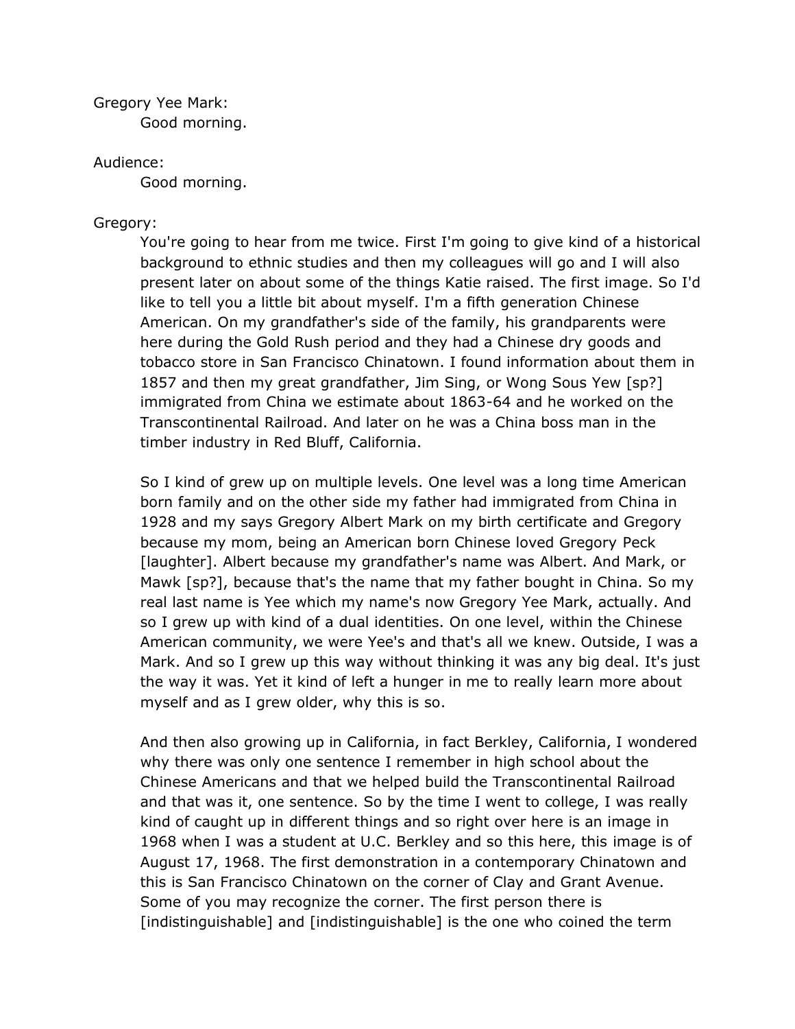Gregory Yee Mark:

Good morning.

Audience:

Good morning.

Gregory:

You're going to hear from me twice. First I'm going to give kind of a historical background to ethnic studies and then my colleagues will go and I will also present later on about some of the things Katie raised. The first image. So I'd like to tell you a little bit about myself. I'm a fifth generation Chinese American. On my grandfather's side of the family, his grandparents were here during the Gold Rush period and they had a Chinese dry goods and tobacco store in San Francisco Chinatown. I found information about them in 1857 and then my great grandfather, Jim Sing, or Wong Sous Yew [sp?] immigrated from China we estimate about 1863-64 and he worked on the Transcontinental Railroad. And later on he was a China boss man in the timber industry in Red Bluff, California.

So I kind of grew up on multiple levels. One level was a long time American born family and on the other side my father had immigrated from China in 1928 and my says Gregory Albert Mark on my birth certificate and Gregory because my mom, being an American born Chinese loved Gregory Peck [laughter]. Albert because my grandfather's name was Albert. And Mark, or Mawk [sp?], because that's the name that my father bought in China. So my real last name is Yee which my name's now Gregory Yee Mark, actually. And so I grew up with kind of a dual identities. On one level, within the Chinese American community, we were Yee's and that's all we knew. Outside, I was a Mark. And so I grew up this way without thinking it was any big deal. It's just the way it was. Yet it kind of left a hunger in me to really learn more about myself and as I grew older, why this is so.

And then also growing up in California, in fact Berkley, California, I wondered why there was only one sentence I remember in high school about the Chinese Americans and that we helped build the Transcontinental Railroad and that was it, one sentence. So by the time I went to college, I was really kind of caught up in different things and so right over here is an image in 1968 when I was a student at U.C. Berkley and so this here, this image is of August 17, 1968. The first demonstration in a contemporary Chinatown and this is San Francisco Chinatown on the corner of Clay and Grant Avenue. Some of you may recognize the corner. The first person there is [indistinguishable] and [indistinguishable] is the one who coined the term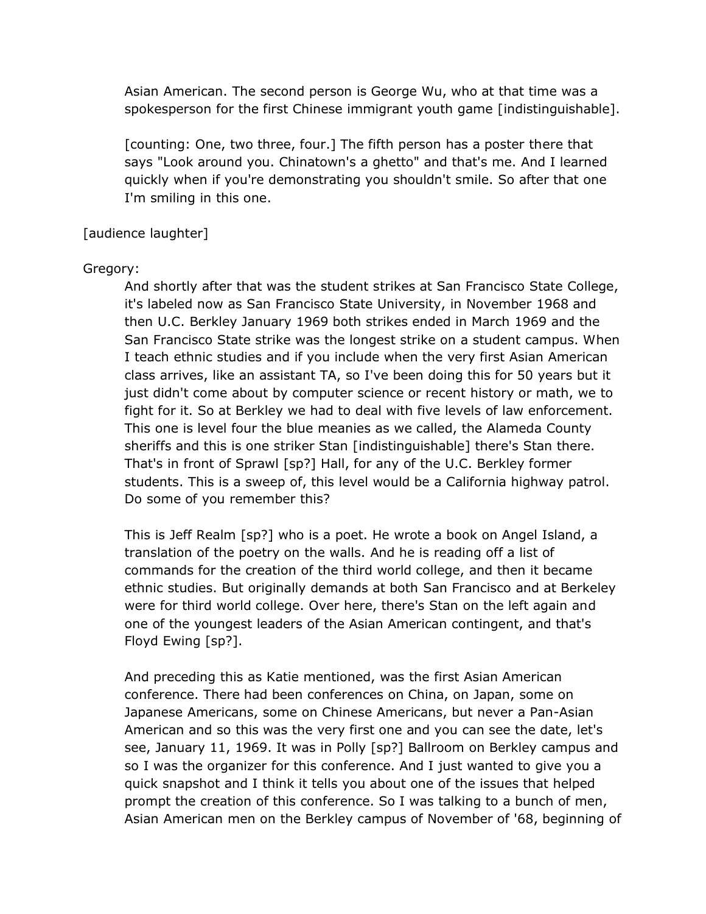Asian American. The second person is George Wu, who at that time was a spokesperson for the first Chinese immigrant youth game [indistinguishable].

[counting: One, two three, four.] The fifth person has a poster there that says "Look around you. Chinatown's a ghetto" and that's me. And I learned quickly when if you're demonstrating you shouldn't smile. So after that one I'm smiling in this one.

[audience laughter]

Gregory:

And shortly after that was the student strikes at San Francisco State College, it's labeled now as San Francisco State University, in November 1968 and then U.C. Berkley January 1969 both strikes ended in March 1969 and the San Francisco State strike was the longest strike on a student campus. When I teach ethnic studies and if you include when the very first Asian American class arrives, like an assistant TA, so I've been doing this for 50 years but it just didn't come about by computer science or recent history or math, we to fight for it. So at Berkley we had to deal with five levels of law enforcement. This one is level four the blue meanies as we called, the Alameda County sheriffs and this is one striker Stan [indistinguishable] there's Stan there. That's in front of Sprawl [sp?] Hall, for any of the U.C. Berkley former students. This is a sweep of, this level would be a California highway patrol. Do some of you remember this?

This is Jeff Realm [sp?] who is a poet. He wrote a book on Angel Island, a translation of the poetry on the walls. And he is reading off a list of commands for the creation of the third world college, and then it became ethnic studies. But originally demands at both San Francisco and at Berkeley were for third world college. Over here, there's Stan on the left again and one of the youngest leaders of the Asian American contingent, and that's Floyd Ewing [sp?].

And preceding this as Katie mentioned, was the first Asian American conference. There had been conferences on China, on Japan, some on Japanese Americans, some on Chinese Americans, but never a Pan-Asian American and so this was the very first one and you can see the date, let's see, January 11, 1969. It was in Polly [sp?] Ballroom on Berkley campus and so I was the organizer for this conference. And I just wanted to give you a quick snapshot and I think it tells you about one of the issues that helped prompt the creation of this conference. So I was talking to a bunch of men, Asian American men on the Berkley campus of November of '68, beginning of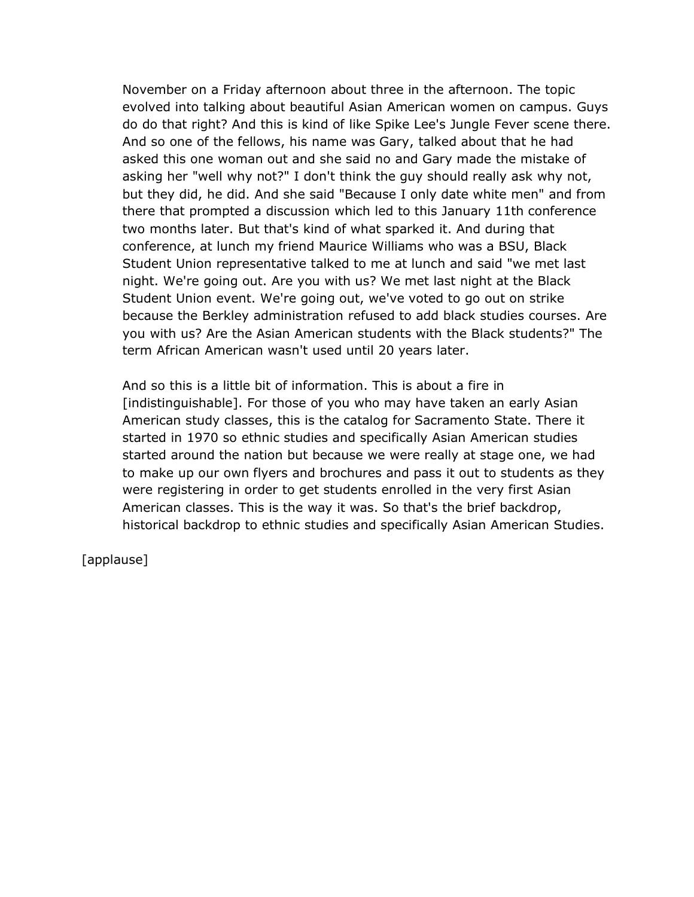November on a Friday afternoon about three in the afternoon. The topic evolved into talking about beautiful Asian American women on campus. Guys do do that right? And this is kind of like Spike Lee's Jungle Fever scene there. And so one of the fellows, his name was Gary, talked about that he had asked this one woman out and she said no and Gary made the mistake of asking her "well why not?" I don't think the guy should really ask why not, but they did, he did. And she said "Because I only date white men" and from there that prompted a discussion which led to this January 11th conference two months later. But that's kind of what sparked it. And during that conference, at lunch my friend Maurice Williams who was a BSU, Black Student Union representative talked to me at lunch and said "we met last night. We're going out. Are you with us? We met last night at the Black Student Union event. We're going out, we've voted to go out on strike because the Berkley administration refused to add black studies courses. Are you with us? Are the Asian American students with the Black students?" The term African American wasn't used until 20 years later.

And so this is a little bit of information. This is about a fire in [indistinguishable]. For those of you who may have taken an early Asian American study classes, this is the catalog for Sacramento State. There it started in 1970 so ethnic studies and specifically Asian American studies started around the nation but because we were really at stage one, we had to make up our own flyers and brochures and pass it out to students as they were registering in order to get students enrolled in the very first Asian American classes. This is the way it was. So that's the brief backdrop, historical backdrop to ethnic studies and specifically Asian American Studies.

[applause]